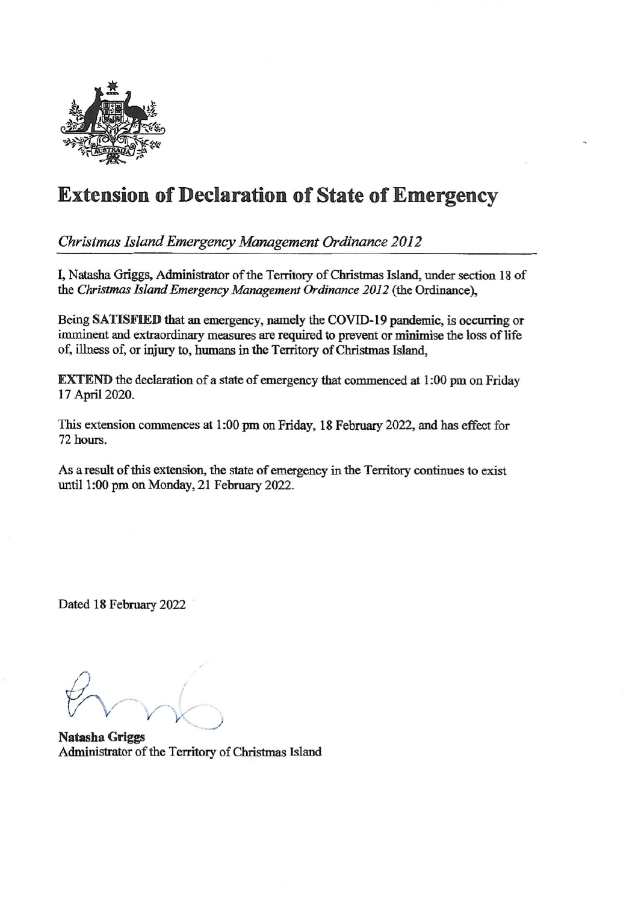# Extension of Declaration of State of Emergency

*Christmas Island Emergency Management Ordinance 2012*

I, Natasha Griggs, Administrator of the Territory of Christmas Island, under section 18 of the *Christmas Island Emergency Management Ordinance 2012* (the Ordinance),

Being **SATISFIED** that an emergency, namely the COVID-19 pandemic, is occurring or imminent and extraordinary measures are required to prevent or minimise the loss of life of, illness of, or injury to, humans in the Territory of Christmas Island,

**EXTEND** the declaration of a state of emergency that commenced at 1:00 pm on Friday 17 April 2020.

This extension commences at 1:00 pm on Friday, 18 February 2022, and has effect for 72 hours.

As a result of this extension, the state of emergency in the Territory continues to exist until 1:00 pm on Monday, 21 February 2022.

Dated 18 February 2022

**Natasha Griggs**
Administrator of the Territory of Christmas Island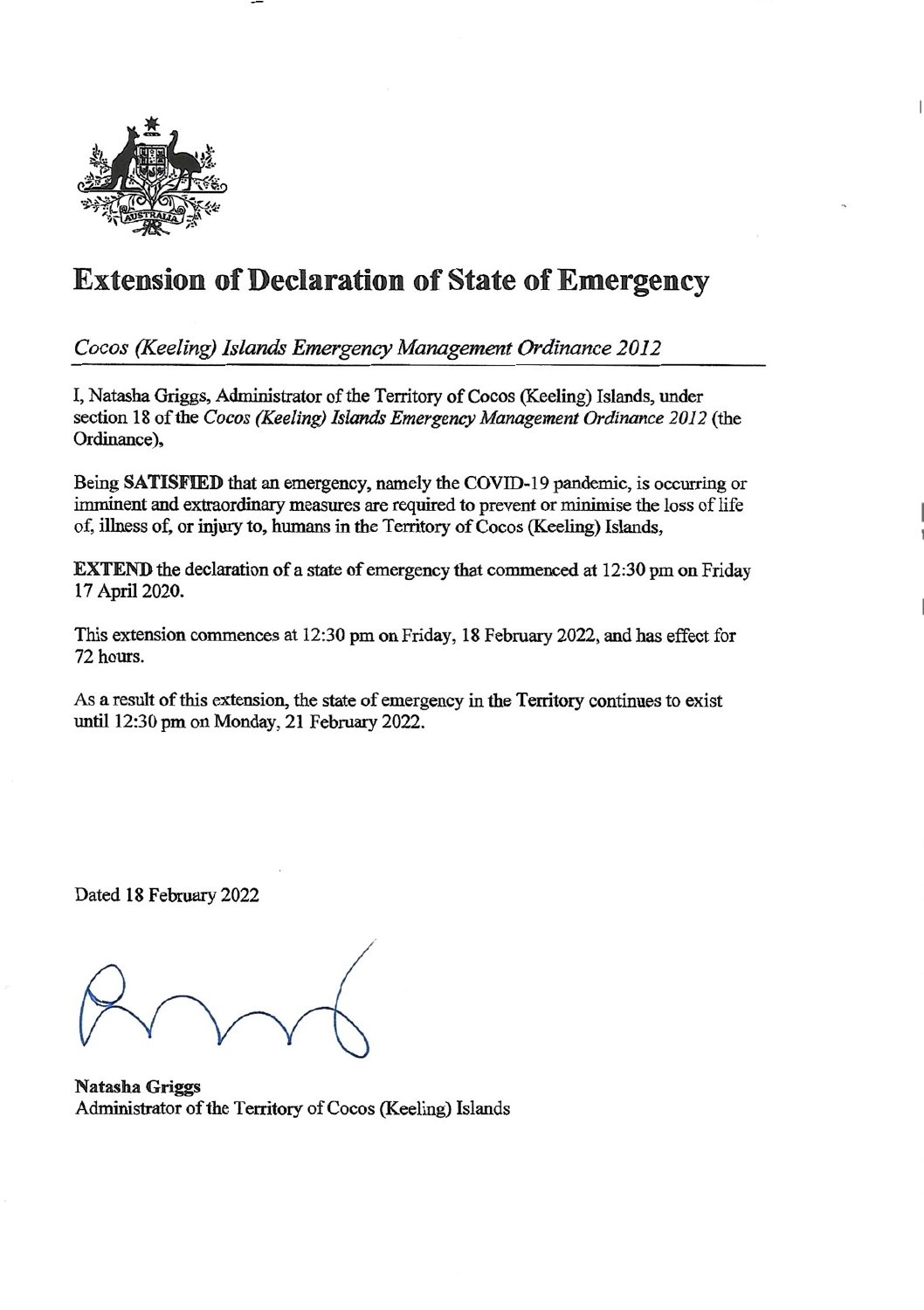# Extension of Declaration of State of Emergency

*Cocos (Keeling) Islands Emergency Management Ordinance 2012*

I, Natasha Griggs, Administrator of the Territory of Cocos (Keeling) Islands, under section 18 of the *Cocos (Keeling) Islands Emergency Management Ordinance 2012* (the Ordinance),

Being **SATISFIED** that an emergency, namely the COVID-19 pandemic, is occurring or imminent and extraordinary measures are required to prevent or minimise the loss of life of, illness of, or injury to, humans in the Territory of Cocos (Keeling) Islands,

**EXTEND** the declaration of a state of emergency that commenced at 12:30 pm on Friday 17 April 2020.

This extension commences at 12:30 pm on Friday, 18 February 2022, and has effect for 72 hours.

As a result of this extension, the state of emergency in the Territory continues to exist until 12:30 pm on Monday, 21 February 2022.

Dated 18 February 2022

**Natasha Griggs**
Administrator of the Territory of Cocos (Keeling) Islands